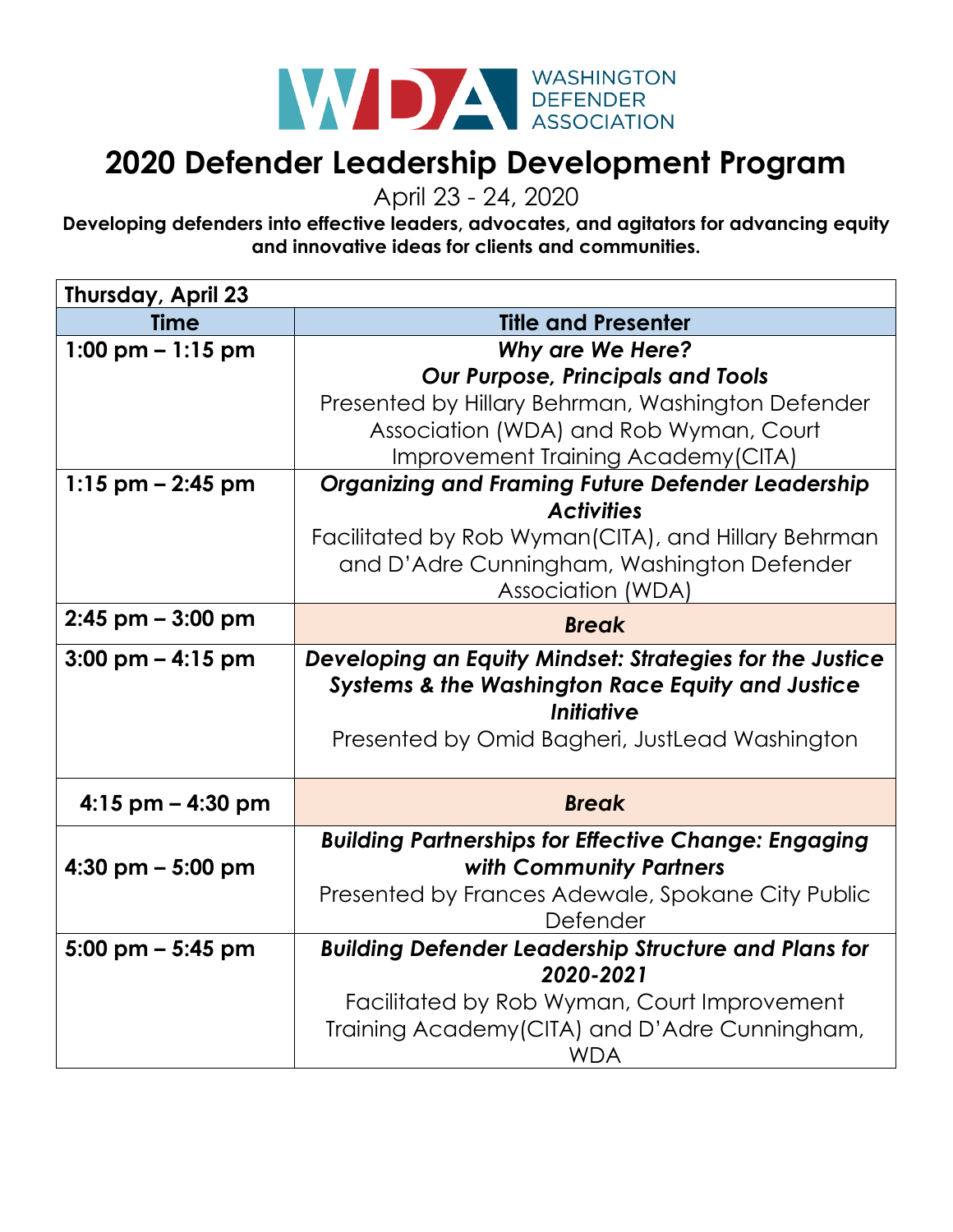WASHINGTON DEFENDER ASSOCIATION

# 2020 Defender Leadership Development Program

April 23 - 24, 2020

**Developing defenders into effective leaders, advocates, and agitators for advancing equity and innovative ideas for clients and communities.**

| Thursday, April 23 | |
|---|---|
| **Time** | **Title and Presenter** |
| **1:00 pm – 1:15 pm** | ***Why are We Here? Our Purpose, Principals and Tools*** Presented by Hillary Behrman, Washington Defender Association (WDA) and Rob Wyman, Court Improvement Training Academy(CITA) |
| **1:15 pm – 2:45 pm** | ***Organizing and Framing Future Defender Leadership Activities*** Facilitated by Rob Wyman(CITA), and Hillary Behrman and D'Adre Cunningham, Washington Defender Association (WDA) |
| **2:45 pm – 3:00 pm** | ***Break*** |
| **3:00 pm – 4:15 pm** | ***Developing an Equity Mindset: Strategies for the Justice Systems & the Washington Race Equity and Justice Initiative*** Presented by Omid Bagheri, JustLead Washington |
| **4:15 pm – 4:30 pm** | ***Break*** |
| **4:30 pm – 5:00 pm** | ***Building Partnerships for Effective Change: Engaging with Community Partners*** Presented by Frances Adewale, Spokane City Public Defender |
| **5:00 pm – 5:45 pm** | ***Building Defender Leadership Structure and Plans for 2020-2021*** Facilitated by Rob Wyman, Court Improvement Training Academy(CITA) and D'Adre Cunningham, WDA |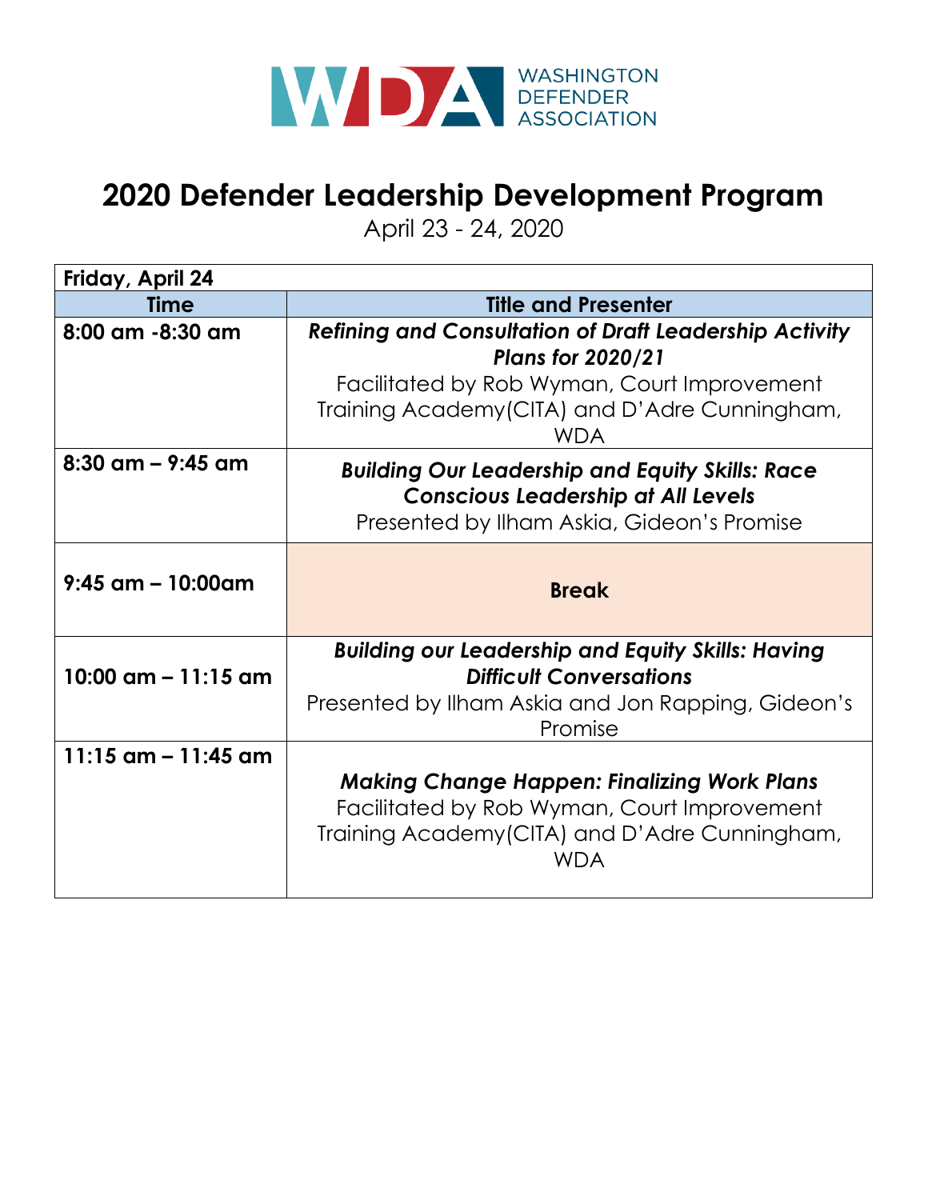WASHINGTON DEFENDER ASSOCIATION

# 2020 Defender Leadership Development Program

April 23 - 24, 2020

| Friday, April 24 | |
|---|---|
| **Time** | **Title and Presenter** |
| **8:00 am -8:30 am** | ***Refining and Consultation of Draft Leadership Activity Plans for 2020/21*** Facilitated by Rob Wyman, Court Improvement Training Academy(CITA) and D'Adre Cunningham, WDA |
| **8:30 am – 9:45 am** | ***Building Our Leadership and Equity Skills: Race Conscious Leadership at All Levels*** Presented by Ilham Askia, Gideon's Promise |
| **9:45 am – 10:00am** | **Break** |
| **10:00 am – 11:15 am** | ***Building our Leadership and Equity Skills: Having Difficult Conversations*** Presented by Ilham Askia and Jon Rapping, Gideon's Promise |
| **11:15 am – 11:45 am** | ***Making Change Happen: Finalizing Work Plans*** Facilitated by Rob Wyman, Court Improvement Training Academy(CITA) and D'Adre Cunningham, WDA |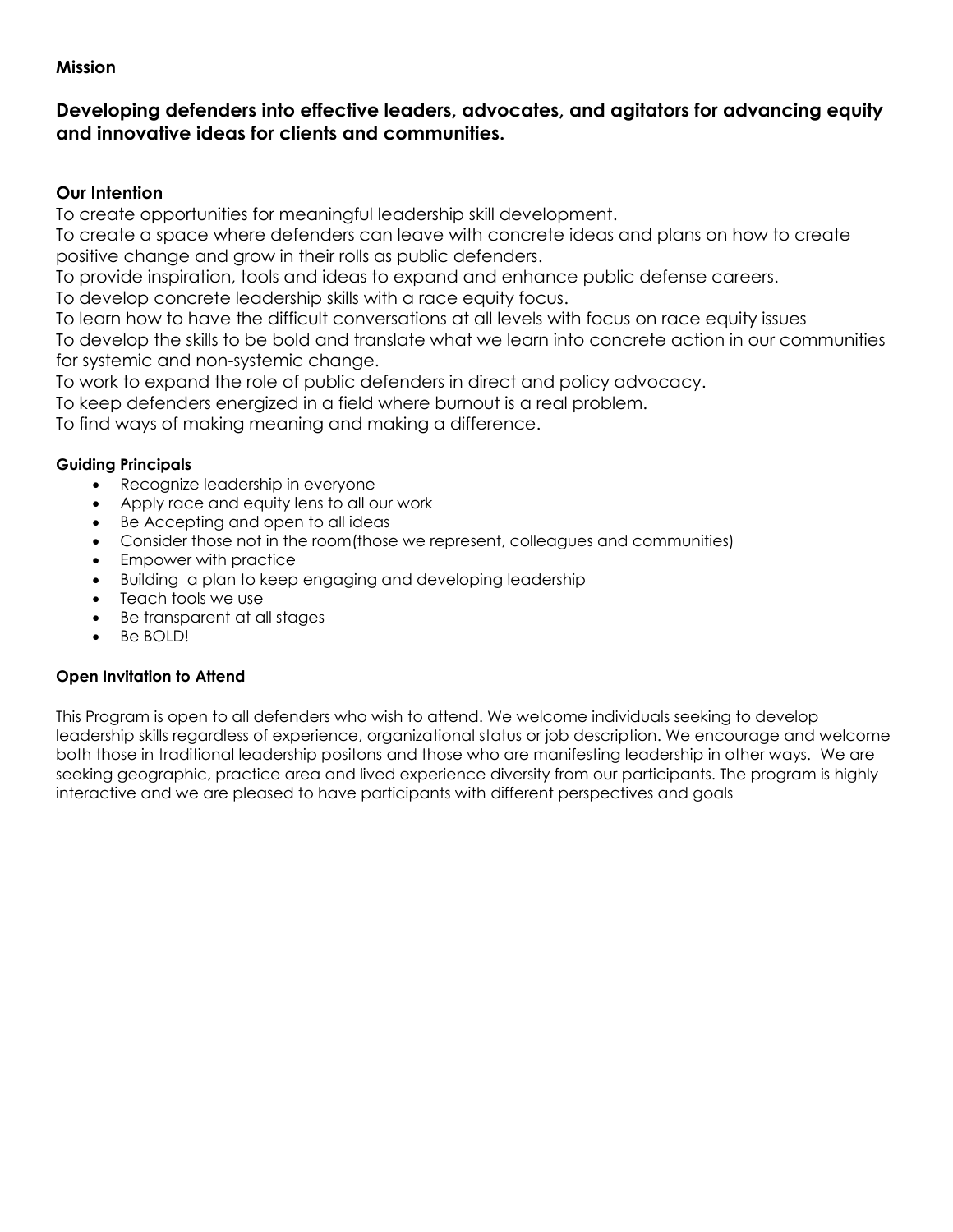**Mission**

## Developing defenders into effective leaders, advocates, and agitators for advancing equity and innovative ideas for clients and communities.

### Our Intention

To create opportunities for meaningful leadership skill development.
To create a space where defenders can leave with concrete ideas and plans on how to create positive change and grow in their rolls as public defenders.
To provide inspiration, tools and ideas to expand and enhance public defense careers.
To develop concrete leadership skills with a race equity focus.
To learn how to have the difficult conversations at all levels with focus on race equity issues
To develop the skills to be bold and translate what we learn into concrete action in our communities for systemic and non-systemic change.
To work to expand the role of public defenders in direct and policy advocacy.
To keep defenders energized in a field where burnout is a real problem.
To find ways of making meaning and making a difference.

#### Guiding Principals

- Recognize leadership in everyone
- Apply race and equity lens to all our work
- Be Accepting and open to all ideas
- Consider those not in the room(those we represent, colleagues and communities)
- Empower with practice
- Building a plan to keep engaging and developing leadership
- Teach tools we use
- Be transparent at all stages
- Be BOLD!

#### Open Invitation to Attend

This Program is open to all defenders who wish to attend. We welcome individuals seeking to develop leadership skills regardless of experience, organizational status or job description. We encourage and welcome both those in traditional leadership positons and those who are manifesting leadership in other ways. We are seeking geographic, practice area and lived experience diversity from our participants. The program is highly interactive and we are pleased to have participants with different perspectives and goals